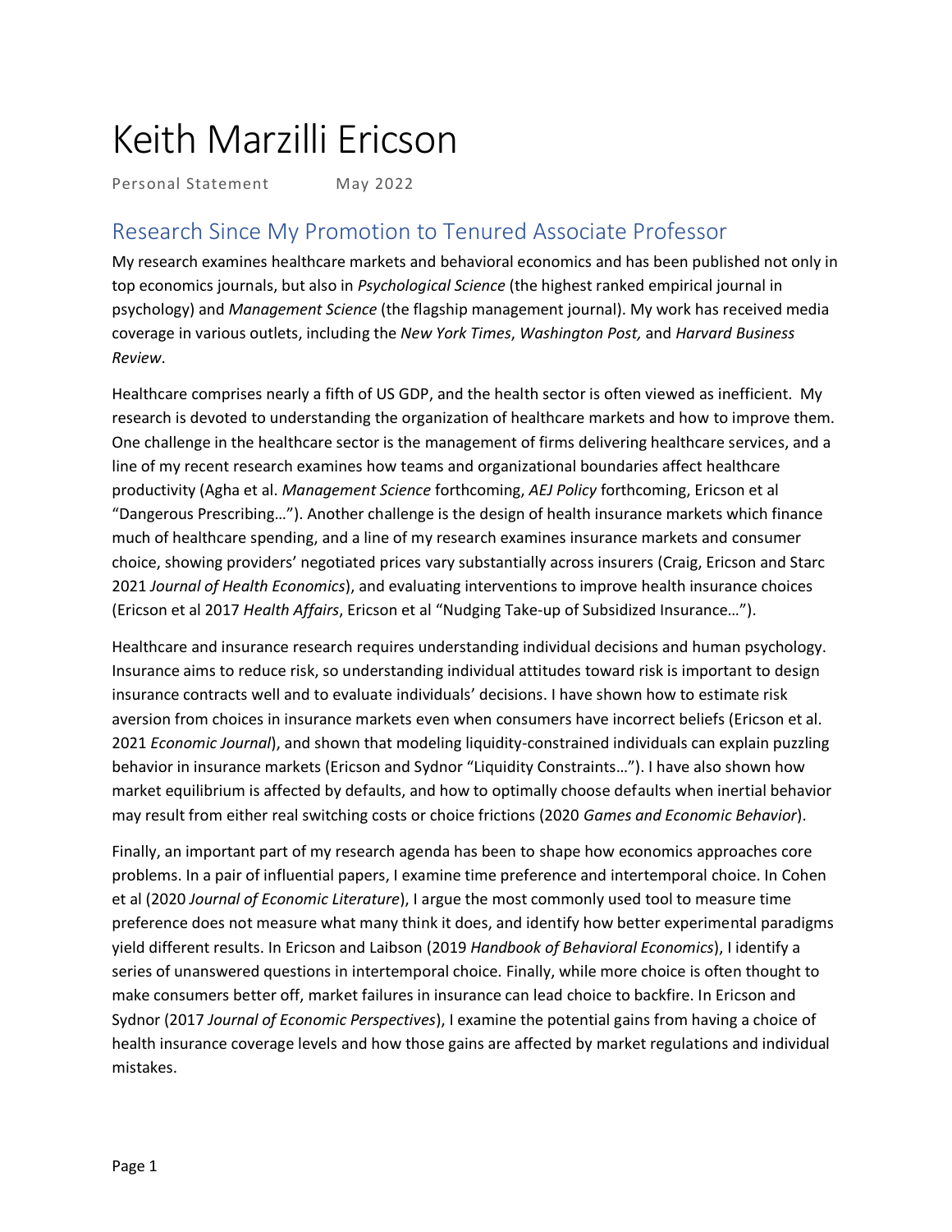# Keith Marzilli Ericson

Personal Statement May 2022

## Research Since My Promotion to Tenured Associate Professor

My research examines healthcare markets and behavioral economics and has been published not only in top economics journals, but also in *Psychological Science* (the highest ranked empirical journal in psychology) and *Management Science* (the flagship management journal). My work has received media coverage in various outlets, including the *New York Times*, *Washington Post,* and *Harvard Business Review*.

Healthcare comprises nearly a fifth of US GDP, and the health sector is often viewed as inefficient. My research is devoted to understanding the organization of healthcare markets and how to improve them. One challenge in the healthcare sector is the management of firms delivering healthcare services, and a line of my recent research examines how teams and organizational boundaries affect healthcare productivity (Agha et al. *Management Science* forthcoming, *AEJ Policy* forthcoming, Ericson et al "Dangerous Prescribing…"). Another challenge is the design of health insurance markets which finance much of healthcare spending, and a line of my research examines insurance markets and consumer choice, showing providers' negotiated prices vary substantially across insurers (Craig, Ericson and Starc 2021 *Journal of Health Economics*), and evaluating interventions to improve health insurance choices (Ericson et al 2017 *Health Affairs*, Ericson et al "Nudging Take-up of Subsidized Insurance…").

Healthcare and insurance research requires understanding individual decisions and human psychology. Insurance aims to reduce risk, so understanding individual attitudes toward risk is important to design insurance contracts well and to evaluate individuals' decisions. I have shown how to estimate risk aversion from choices in insurance markets even when consumers have incorrect beliefs (Ericson et al. 2021 *Economic Journal*), and shown that modeling liquidity-constrained individuals can explain puzzling behavior in insurance markets (Ericson and Sydnor "Liquidity Constraints…"). I have also shown how market equilibrium is affected by defaults, and how to optimally choose defaults when inertial behavior may result from either real switching costs or choice frictions (2020 *Games and Economic Behavior*).

Finally, an important part of my research agenda has been to shape how economics approaches core problems. In a pair of influential papers, I examine time preference and intertemporal choice. In Cohen et al (2020 *Journal of Economic Literature*), I argue the most commonly used tool to measure time preference does not measure what many think it does, and identify how better experimental paradigms yield different results. In Ericson and Laibson (2019 *Handbook of Behavioral Economics*), I identify a series of unanswered questions in intertemporal choice. Finally, while more choice is often thought to make consumers better off, market failures in insurance can lead choice to backfire. In Ericson and Sydnor (2017 *Journal of Economic Perspectives*), I examine the potential gains from having a choice of health insurance coverage levels and how those gains are affected by market regulations and individual mistakes.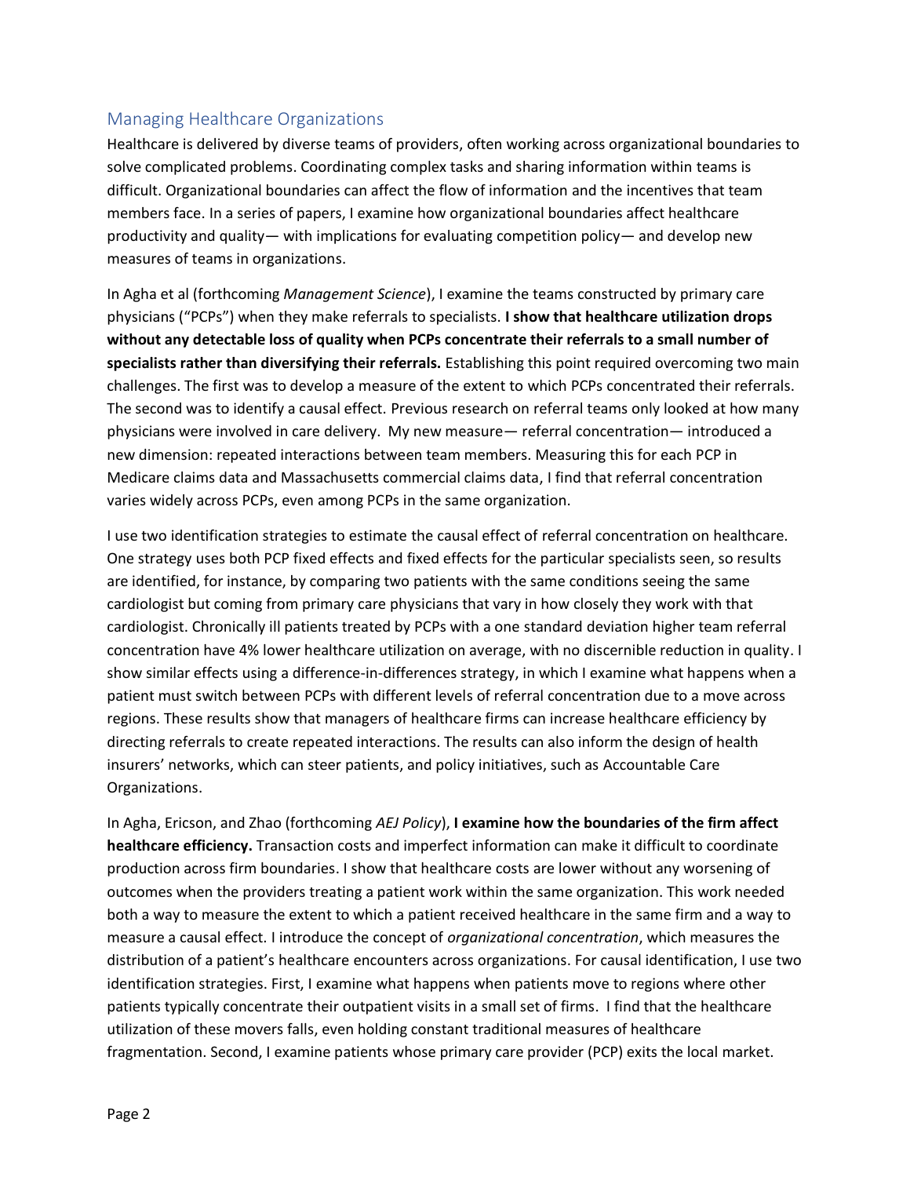## Managing Healthcare Organizations

Healthcare is delivered by diverse teams of providers, often working across organizational boundaries to solve complicated problems. Coordinating complex tasks and sharing information within teams is difficult. Organizational boundaries can affect the flow of information and the incentives that team members face. In a series of papers, I examine how organizational boundaries affect healthcare productivity and quality— with implications for evaluating competition policy— and develop new measures of teams in organizations.

In Agha et al (forthcoming *Management Science*), I examine the teams constructed by primary care physicians ("PCPs") when they make referrals to specialists. **I show that healthcare utilization drops without any detectable loss of quality when PCPs concentrate their referrals to a small number of specialists rather than diversifying their referrals.** Establishing this point required overcoming two main challenges. The first was to develop a measure of the extent to which PCPs concentrated their referrals. The second was to identify a causal effect. Previous research on referral teams only looked at how many physicians were involved in care delivery. My new measure— referral concentration— introduced a new dimension: repeated interactions between team members. Measuring this for each PCP in Medicare claims data and Massachusetts commercial claims data, I find that referral concentration varies widely across PCPs, even among PCPs in the same organization.

I use two identification strategies to estimate the causal effect of referral concentration on healthcare. One strategy uses both PCP fixed effects and fixed effects for the particular specialists seen, so results are identified, for instance, by comparing two patients with the same conditions seeing the same cardiologist but coming from primary care physicians that vary in how closely they work with that cardiologist. Chronically ill patients treated by PCPs with a one standard deviation higher team referral concentration have 4% lower healthcare utilization on average, with no discernible reduction in quality. I show similar effects using a difference-in-differences strategy, in which I examine what happens when a patient must switch between PCPs with different levels of referral concentration due to a move across regions. These results show that managers of healthcare firms can increase healthcare efficiency by directing referrals to create repeated interactions. The results can also inform the design of health insurers' networks, which can steer patients, and policy initiatives, such as Accountable Care Organizations.

In Agha, Ericson, and Zhao (forthcoming *AEJ Policy*), **I examine how the boundaries of the firm affect healthcare efficiency.** Transaction costs and imperfect information can make it difficult to coordinate production across firm boundaries. I show that healthcare costs are lower without any worsening of outcomes when the providers treating a patient work within the same organization. This work needed both a way to measure the extent to which a patient received healthcare in the same firm and a way to measure a causal effect. I introduce the concept of *organizational concentration*, which measures the distribution of a patient's healthcare encounters across organizations. For causal identification, I use two identification strategies. First, I examine what happens when patients move to regions where other patients typically concentrate their outpatient visits in a small set of firms. I find that the healthcare utilization of these movers falls, even holding constant traditional measures of healthcare fragmentation. Second, I examine patients whose primary care provider (PCP) exits the local market.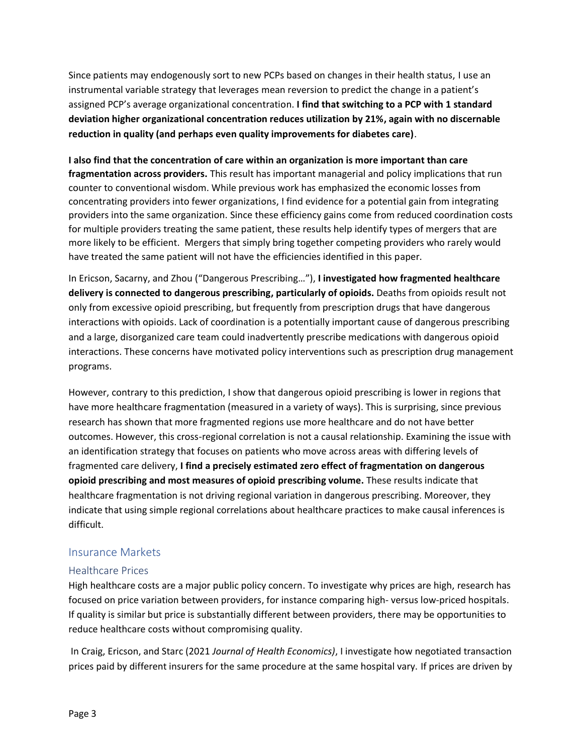Since patients may endogenously sort to new PCPs based on changes in their health status, I use an instrumental variable strategy that leverages mean reversion to predict the change in a patient's assigned PCP's average organizational concentration. **I find that switching to a PCP with 1 standard deviation higher organizational concentration reduces utilization by 21%, again with no discernable reduction in quality (and perhaps even quality improvements for diabetes care)**.

**I also find that the concentration of care within an organization is more important than care fragmentation across providers.** This result has important managerial and policy implications that run counter to conventional wisdom. While previous work has emphasized the economic losses from concentrating providers into fewer organizations, I find evidence for a potential gain from integrating providers into the same organization. Since these efficiency gains come from reduced coordination costs for multiple providers treating the same patient, these results help identify types of mergers that are more likely to be efficient. Mergers that simply bring together competing providers who rarely would have treated the same patient will not have the efficiencies identified in this paper.

In Ericson, Sacarny, and Zhou ("Dangerous Prescribing…"), **I investigated how fragmented healthcare delivery is connected to dangerous prescribing, particularly of opioids.** Deaths from opioids result not only from excessive opioid prescribing, but frequently from prescription drugs that have dangerous interactions with opioids. Lack of coordination is a potentially important cause of dangerous prescribing and a large, disorganized care team could inadvertently prescribe medications with dangerous opioid interactions. These concerns have motivated policy interventions such as prescription drug management programs.

However, contrary to this prediction, I show that dangerous opioid prescribing is lower in regions that have more healthcare fragmentation (measured in a variety of ways). This is surprising, since previous research has shown that more fragmented regions use more healthcare and do not have better outcomes. However, this cross-regional correlation is not a causal relationship. Examining the issue with an identification strategy that focuses on patients who move across areas with differing levels of fragmented care delivery, **I find a precisely estimated zero effect of fragmentation on dangerous opioid prescribing and most measures of opioid prescribing volume.** These results indicate that healthcare fragmentation is not driving regional variation in dangerous prescribing. Moreover, they indicate that using simple regional correlations about healthcare practices to make causal inferences is difficult.

## Insurance Markets

### Healthcare Prices

High healthcare costs are a major public policy concern. To investigate why prices are high, research has focused on price variation between providers, for instance comparing high- versus low-priced hospitals. If quality is similar but price is substantially different between providers, there may be opportunities to reduce healthcare costs without compromising quality.

In Craig, Ericson, and Starc (2021 *Journal of Health Economics)*, I investigate how negotiated transaction prices paid by different insurers for the same procedure at the same hospital vary. If prices are driven by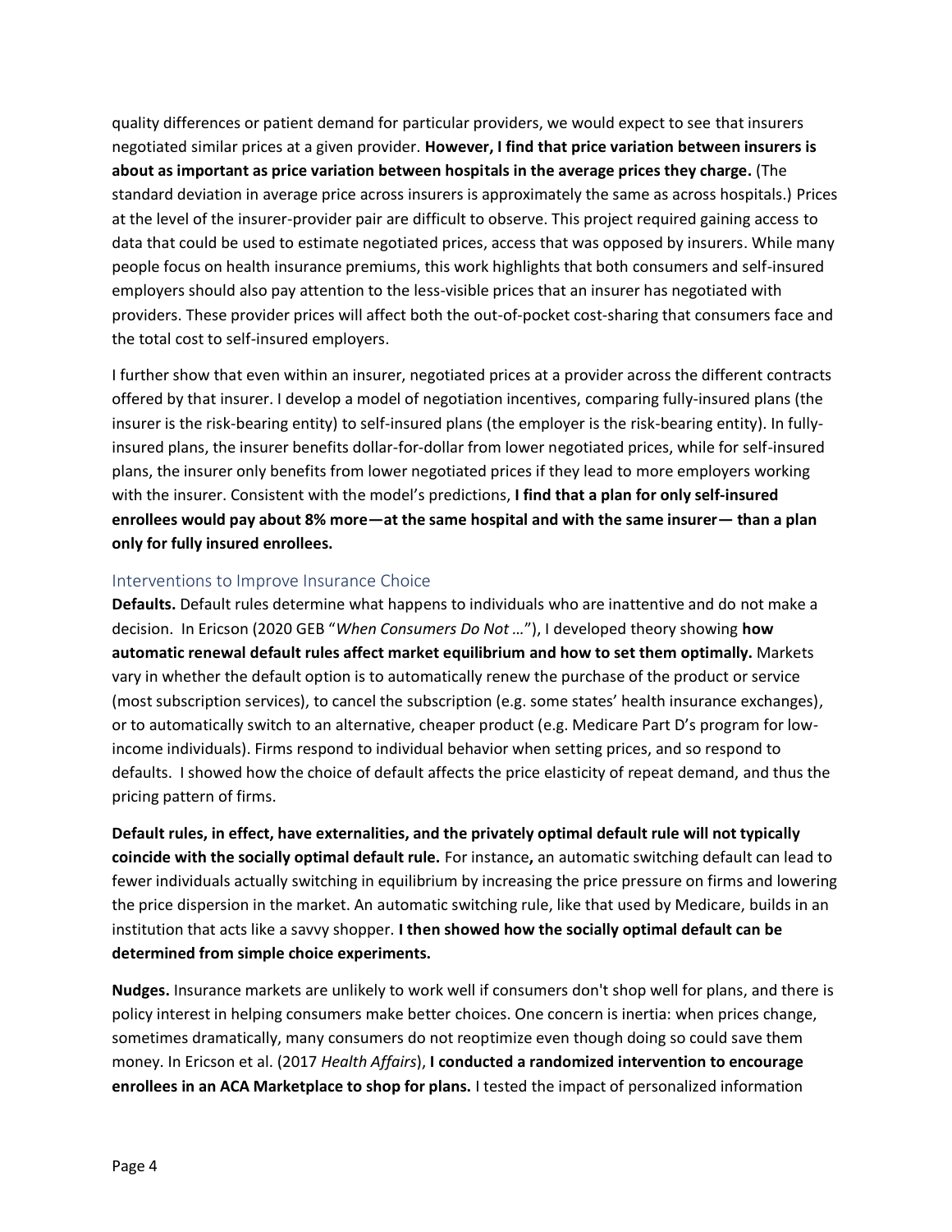quality differences or patient demand for particular providers, we would expect to see that insurers negotiated similar prices at a given provider. **However, I find that price variation between insurers is about as important as price variation between hospitals in the average prices they charge.** (The standard deviation in average price across insurers is approximately the same as across hospitals.) Prices at the level of the insurer-provider pair are difficult to observe. This project required gaining access to data that could be used to estimate negotiated prices, access that was opposed by insurers. While many people focus on health insurance premiums, this work highlights that both consumers and self-insured employers should also pay attention to the less-visible prices that an insurer has negotiated with providers. These provider prices will affect both the out-of-pocket cost-sharing that consumers face and the total cost to self-insured employers.

I further show that even within an insurer, negotiated prices at a provider across the different contracts offered by that insurer. I develop a model of negotiation incentives, comparing fully-insured plans (the insurer is the risk-bearing entity) to self-insured plans (the employer is the risk-bearing entity). In fully-insured plans, the insurer benefits dollar-for-dollar from lower negotiated prices, while for self-insured plans, the insurer only benefits from lower negotiated prices if they lead to more employers working with the insurer. Consistent with the model's predictions, **I find that a plan for only self-insured enrollees would pay about 8% more—at the same hospital and with the same insurer— than a plan only for fully insured enrollees.**

### Interventions to Improve Insurance Choice

**Defaults.** Default rules determine what happens to individuals who are inattentive and do not make a decision. In Ericson (2020 GEB "*When Consumers Do Not …*"), I developed theory showing **how automatic renewal default rules affect market equilibrium and how to set them optimally.** Markets vary in whether the default option is to automatically renew the purchase of the product or service (most subscription services), to cancel the subscription (e.g. some states' health insurance exchanges), or to automatically switch to an alternative, cheaper product (e.g. Medicare Part D's program for low-income individuals). Firms respond to individual behavior when setting prices, and so respond to defaults. I showed how the choice of default affects the price elasticity of repeat demand, and thus the pricing pattern of firms.

**Default rules, in effect, have externalities, and the privately optimal default rule will not typically coincide with the socially optimal default rule.** For instance**,** an automatic switching default can lead to fewer individuals actually switching in equilibrium by increasing the price pressure on firms and lowering the price dispersion in the market. An automatic switching rule, like that used by Medicare, builds in an institution that acts like a savvy shopper. **I then showed how the socially optimal default can be determined from simple choice experiments.**

**Nudges.** Insurance markets are unlikely to work well if consumers don't shop well for plans, and there is policy interest in helping consumers make better choices. One concern is inertia: when prices change, sometimes dramatically, many consumers do not reoptimize even though doing so could save them money. In Ericson et al. (2017 *Health Affairs*), **I conducted a randomized intervention to encourage enrollees in an ACA Marketplace to shop for plans.** I tested the impact of personalized information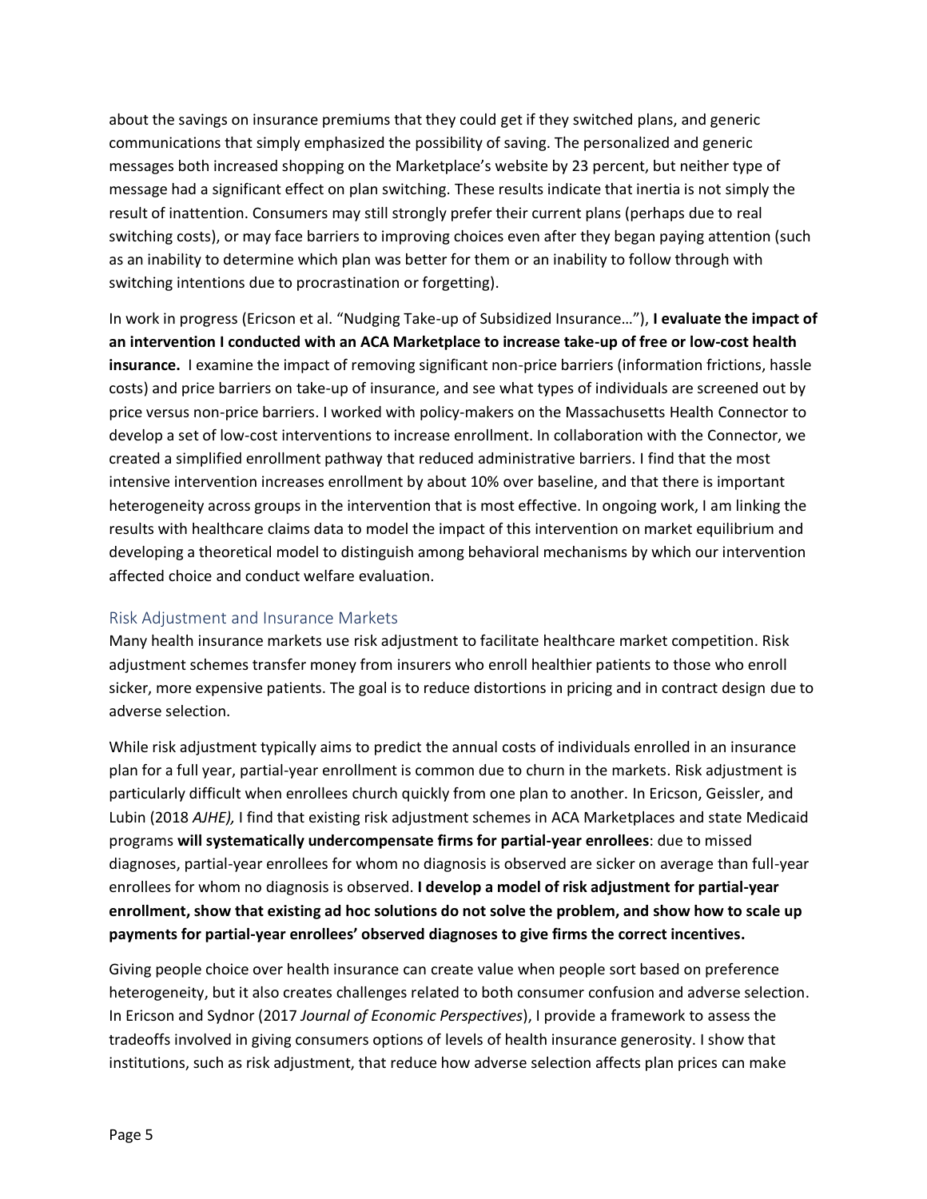about the savings on insurance premiums that they could get if they switched plans, and generic communications that simply emphasized the possibility of saving. The personalized and generic messages both increased shopping on the Marketplace's website by 23 percent, but neither type of message had a significant effect on plan switching. These results indicate that inertia is not simply the result of inattention. Consumers may still strongly prefer their current plans (perhaps due to real switching costs), or may face barriers to improving choices even after they began paying attention (such as an inability to determine which plan was better for them or an inability to follow through with switching intentions due to procrastination or forgetting).

In work in progress (Ericson et al. "Nudging Take-up of Subsidized Insurance…"), **I evaluate the impact of an intervention I conducted with an ACA Marketplace to increase take-up of free or low-cost health insurance.** I examine the impact of removing significant non-price barriers (information frictions, hassle costs) and price barriers on take-up of insurance, and see what types of individuals are screened out by price versus non-price barriers. I worked with policy-makers on the Massachusetts Health Connector to develop a set of low-cost interventions to increase enrollment. In collaboration with the Connector, we created a simplified enrollment pathway that reduced administrative barriers. I find that the most intensive intervention increases enrollment by about 10% over baseline, and that there is important heterogeneity across groups in the intervention that is most effective. In ongoing work, I am linking the results with healthcare claims data to model the impact of this intervention on market equilibrium and developing a theoretical model to distinguish among behavioral mechanisms by which our intervention affected choice and conduct welfare evaluation.

## Risk Adjustment and Insurance Markets

Many health insurance markets use risk adjustment to facilitate healthcare market competition. Risk adjustment schemes transfer money from insurers who enroll healthier patients to those who enroll sicker, more expensive patients. The goal is to reduce distortions in pricing and in contract design due to adverse selection.

While risk adjustment typically aims to predict the annual costs of individuals enrolled in an insurance plan for a full year, partial-year enrollment is common due to churn in the markets. Risk adjustment is particularly difficult when enrollees church quickly from one plan to another. In Ericson, Geissler, and Lubin (2018 *AJHE),* I find that existing risk adjustment schemes in ACA Marketplaces and state Medicaid programs **will systematically undercompensate firms for partial-year enrollees**: due to missed diagnoses, partial-year enrollees for whom no diagnosis is observed are sicker on average than full-year enrollees for whom no diagnosis is observed. **I develop a model of risk adjustment for partial-year enrollment, show that existing ad hoc solutions do not solve the problem, and show how to scale up payments for partial-year enrollees' observed diagnoses to give firms the correct incentives.**

Giving people choice over health insurance can create value when people sort based on preference heterogeneity, but it also creates challenges related to both consumer confusion and adverse selection. In Ericson and Sydnor (2017 *Journal of Economic Perspectives*), I provide a framework to assess the tradeoffs involved in giving consumers options of levels of health insurance generosity. I show that institutions, such as risk adjustment, that reduce how adverse selection affects plan prices can make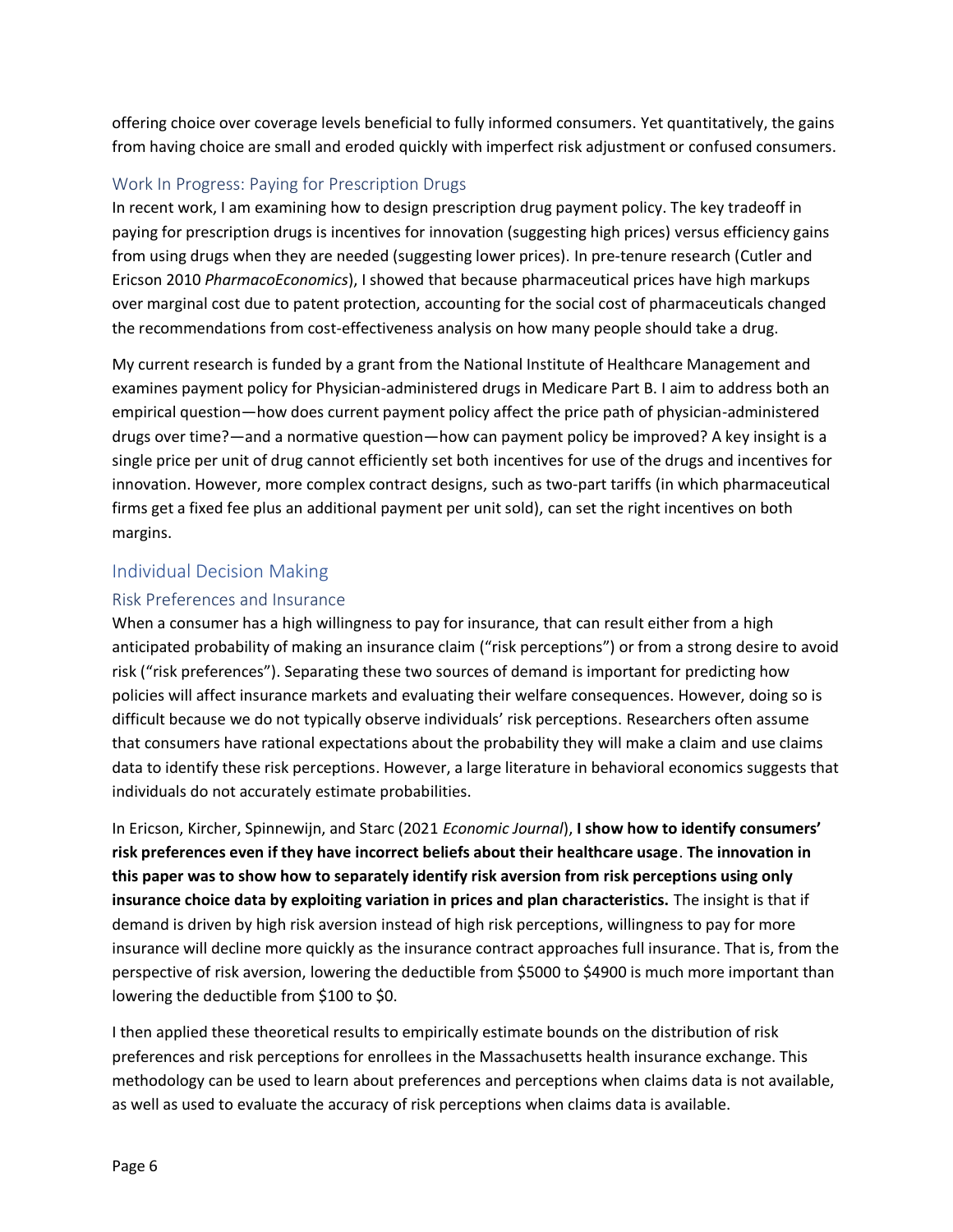offering choice over coverage levels beneficial to fully informed consumers. Yet quantitatively, the gains from having choice are small and eroded quickly with imperfect risk adjustment or confused consumers.

### Work In Progress: Paying for Prescription Drugs

In recent work, I am examining how to design prescription drug payment policy. The key tradeoff in paying for prescription drugs is incentives for innovation (suggesting high prices) versus efficiency gains from using drugs when they are needed (suggesting lower prices). In pre-tenure research (Cutler and Ericson 2010 *PharmacoEconomics*), I showed that because pharmaceutical prices have high markups over marginal cost due to patent protection, accounting for the social cost of pharmaceuticals changed the recommendations from cost-effectiveness analysis on how many people should take a drug.

My current research is funded by a grant from the National Institute of Healthcare Management and examines payment policy for Physician-administered drugs in Medicare Part B. I aim to address both an empirical question—how does current payment policy affect the price path of physician-administered drugs over time?—and a normative question—how can payment policy be improved? A key insight is a single price per unit of drug cannot efficiently set both incentives for use of the drugs and incentives for innovation. However, more complex contract designs, such as two-part tariffs (in which pharmaceutical firms get a fixed fee plus an additional payment per unit sold), can set the right incentives on both margins.

## Individual Decision Making

### Risk Preferences and Insurance

When a consumer has a high willingness to pay for insurance, that can result either from a high anticipated probability of making an insurance claim ("risk perceptions") or from a strong desire to avoid risk ("risk preferences"). Separating these two sources of demand is important for predicting how policies will affect insurance markets and evaluating their welfare consequences. However, doing so is difficult because we do not typically observe individuals' risk perceptions. Researchers often assume that consumers have rational expectations about the probability they will make a claim and use claims data to identify these risk perceptions. However, a large literature in behavioral economics suggests that individuals do not accurately estimate probabilities.

In Ericson, Kircher, Spinnewijn, and Starc (2021 *Economic Journal*), **I show how to identify consumers' risk preferences even if they have incorrect beliefs about their healthcare usage**. **The innovation in this paper was to show how to separately identify risk aversion from risk perceptions using only insurance choice data by exploiting variation in prices and plan characteristics.** The insight is that if demand is driven by high risk aversion instead of high risk perceptions, willingness to pay for more insurance will decline more quickly as the insurance contract approaches full insurance. That is, from the perspective of risk aversion, lowering the deductible from $5000 to $4900 is much more important than lowering the deductible from $100 to $0.

I then applied these theoretical results to empirically estimate bounds on the distribution of risk preferences and risk perceptions for enrollees in the Massachusetts health insurance exchange. This methodology can be used to learn about preferences and perceptions when claims data is not available, as well as used to evaluate the accuracy of risk perceptions when claims data is available.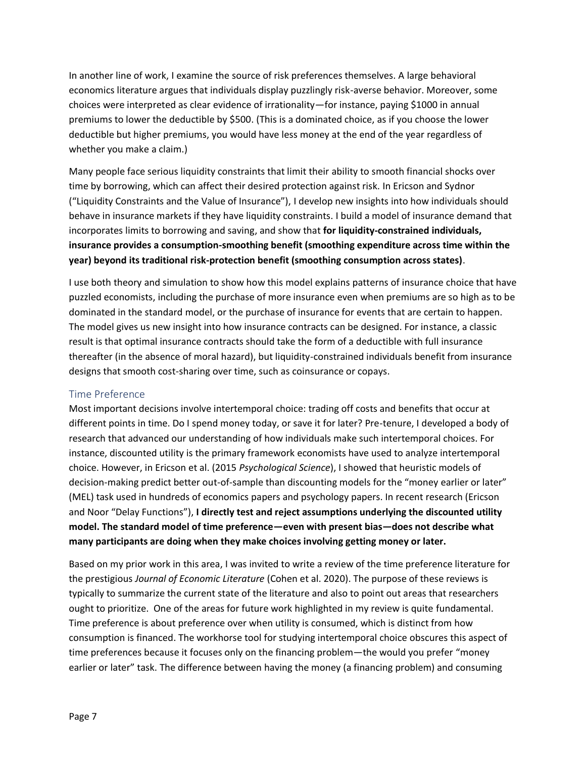In another line of work, I examine the source of risk preferences themselves. A large behavioral economics literature argues that individuals display puzzlingly risk-averse behavior. Moreover, some choices were interpreted as clear evidence of irrationality—for instance, paying $1000 in annual premiums to lower the deductible by $500. (This is a dominated choice, as if you choose the lower deductible but higher premiums, you would have less money at the end of the year regardless of whether you make a claim.)

Many people face serious liquidity constraints that limit their ability to smooth financial shocks over time by borrowing, which can affect their desired protection against risk. In Ericson and Sydnor ("Liquidity Constraints and the Value of Insurance"), I develop new insights into how individuals should behave in insurance markets if they have liquidity constraints. I build a model of insurance demand that incorporates limits to borrowing and saving, and show that **for liquidity-constrained individuals, insurance provides a consumption-smoothing benefit (smoothing expenditure across time within the year) beyond its traditional risk-protection benefit (smoothing consumption across states)**.

I use both theory and simulation to show how this model explains patterns of insurance choice that have puzzled economists, including the purchase of more insurance even when premiums are so high as to be dominated in the standard model, or the purchase of insurance for events that are certain to happen. The model gives us new insight into how insurance contracts can be designed. For instance, a classic result is that optimal insurance contracts should take the form of a deductible with full insurance thereafter (in the absence of moral hazard), but liquidity-constrained individuals benefit from insurance designs that smooth cost-sharing over time, such as coinsurance or copays.

## Time Preference

Most important decisions involve intertemporal choice: trading off costs and benefits that occur at different points in time. Do I spend money today, or save it for later? Pre-tenure, I developed a body of research that advanced our understanding of how individuals make such intertemporal choices. For instance, discounted utility is the primary framework economists have used to analyze intertemporal choice. However, in Ericson et al. (2015 *Psychological Science*), I showed that heuristic models of decision-making predict better out-of-sample than discounting models for the "money earlier or later" (MEL) task used in hundreds of economics papers and psychology papers. In recent research (Ericson and Noor "Delay Functions"), **I directly test and reject assumptions underlying the discounted utility model. The standard model of time preference—even with present bias—does not describe what many participants are doing when they make choices involving getting money or later.**

Based on my prior work in this area, I was invited to write a review of the time preference literature for the prestigious *Journal of Economic Literature* (Cohen et al. 2020). The purpose of these reviews is typically to summarize the current state of the literature and also to point out areas that researchers ought to prioritize. One of the areas for future work highlighted in my review is quite fundamental. Time preference is about preference over when utility is consumed, which is distinct from how consumption is financed. The workhorse tool for studying intertemporal choice obscures this aspect of time preferences because it focuses only on the financing problem—the would you prefer "money earlier or later" task. The difference between having the money (a financing problem) and consuming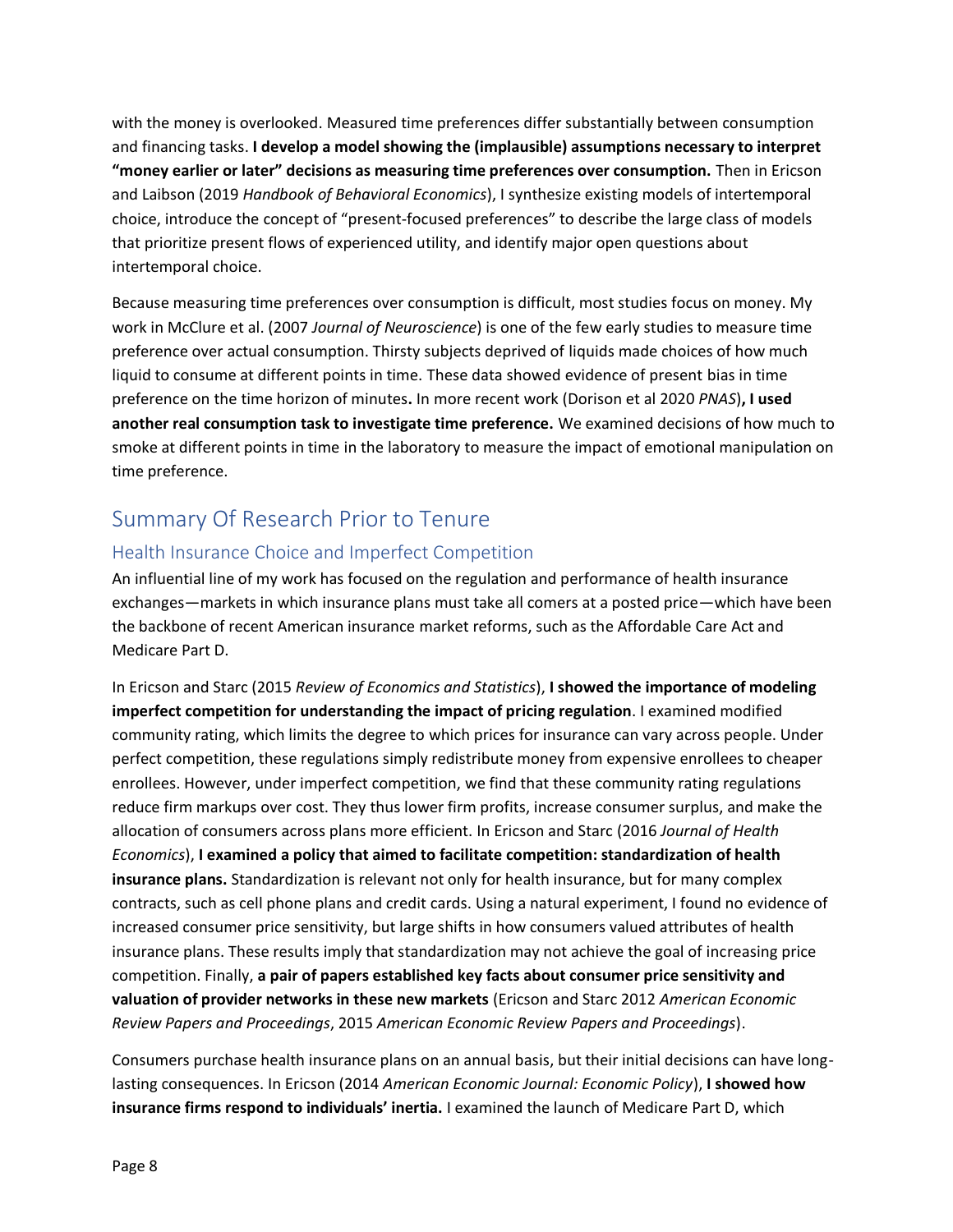with the money is overlooked. Measured time preferences differ substantially between consumption and financing tasks. **I develop a model showing the (implausible) assumptions necessary to interpret "money earlier or later" decisions as measuring time preferences over consumption.** Then in Ericson and Laibson (2019 *Handbook of Behavioral Economics*), I synthesize existing models of intertemporal choice, introduce the concept of "present-focused preferences" to describe the large class of models that prioritize present flows of experienced utility, and identify major open questions about intertemporal choice.

Because measuring time preferences over consumption is difficult, most studies focus on money. My work in McClure et al. (2007 *Journal of Neuroscience*) is one of the few early studies to measure time preference over actual consumption. Thirsty subjects deprived of liquids made choices of how much liquid to consume at different points in time. These data showed evidence of present bias in time preference on the time horizon of minutes**.** In more recent work (Dorison et al 2020 *PNAS*)**, I used another real consumption task to investigate time preference.** We examined decisions of how much to smoke at different points in time in the laboratory to measure the impact of emotional manipulation on time preference.

## Summary Of Research Prior to Tenure

### Health Insurance Choice and Imperfect Competition

An influential line of my work has focused on the regulation and performance of health insurance exchanges—markets in which insurance plans must take all comers at a posted price—which have been the backbone of recent American insurance market reforms, such as the Affordable Care Act and Medicare Part D.

In Ericson and Starc (2015 *Review of Economics and Statistics*), **I showed the importance of modeling imperfect competition for understanding the impact of pricing regulation**. I examined modified community rating, which limits the degree to which prices for insurance can vary across people. Under perfect competition, these regulations simply redistribute money from expensive enrollees to cheaper enrollees. However, under imperfect competition, we find that these community rating regulations reduce firm markups over cost. They thus lower firm profits, increase consumer surplus, and make the allocation of consumers across plans more efficient. In Ericson and Starc (2016 *Journal of Health Economics*), **I examined a policy that aimed to facilitate competition: standardization of health insurance plans.** Standardization is relevant not only for health insurance, but for many complex contracts, such as cell phone plans and credit cards. Using a natural experiment, I found no evidence of increased consumer price sensitivity, but large shifts in how consumers valued attributes of health insurance plans. These results imply that standardization may not achieve the goal of increasing price competition. Finally, **a pair of papers established key facts about consumer price sensitivity and valuation of provider networks in these new markets** (Ericson and Starc 2012 *American Economic Review Papers and Proceedings*, 2015 *American Economic Review Papers and Proceedings*).

Consumers purchase health insurance plans on an annual basis, but their initial decisions can have long-lasting consequences. In Ericson (2014 *American Economic Journal: Economic Policy*), **I showed how insurance firms respond to individuals' inertia.** I examined the launch of Medicare Part D, which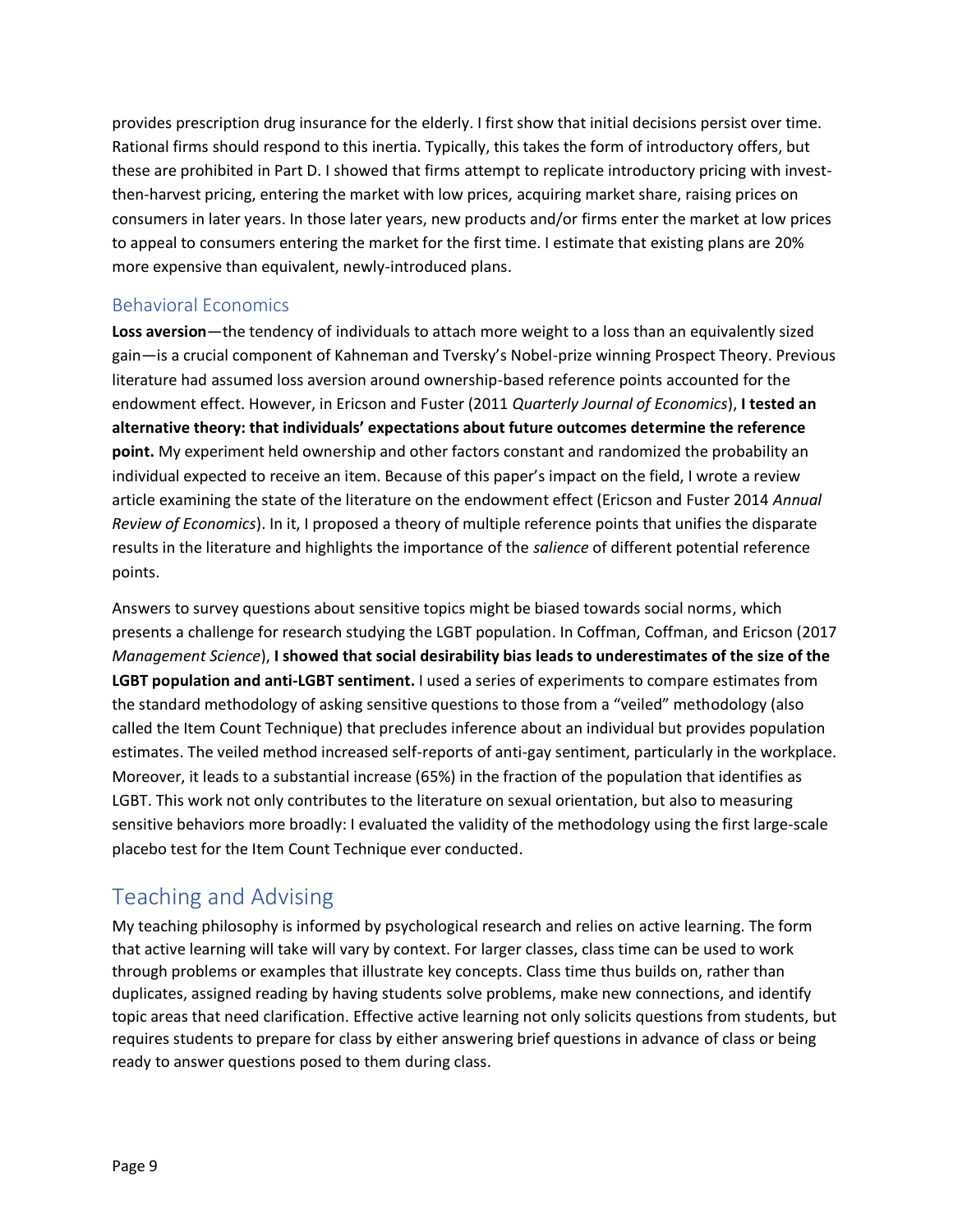provides prescription drug insurance for the elderly. I first show that initial decisions persist over time. Rational firms should respond to this inertia. Typically, this takes the form of introductory offers, but these are prohibited in Part D. I showed that firms attempt to replicate introductory pricing with invest-then-harvest pricing, entering the market with low prices, acquiring market share, raising prices on consumers in later years. In those later years, new products and/or firms enter the market at low prices to appeal to consumers entering the market for the first time. I estimate that existing plans are 20% more expensive than equivalent, newly-introduced plans.

### Behavioral Economics

**Loss aversion**—the tendency of individuals to attach more weight to a loss than an equivalently sized gain—is a crucial component of Kahneman and Tversky's Nobel-prize winning Prospect Theory. Previous literature had assumed loss aversion around ownership-based reference points accounted for the endowment effect. However, in Ericson and Fuster (2011 *Quarterly Journal of Economics*), **I tested an alternative theory: that individuals' expectations about future outcomes determine the reference point.** My experiment held ownership and other factors constant and randomized the probability an individual expected to receive an item. Because of this paper's impact on the field, I wrote a review article examining the state of the literature on the endowment effect (Ericson and Fuster 2014 *Annual Review of Economics*). In it, I proposed a theory of multiple reference points that unifies the disparate results in the literature and highlights the importance of the *salience* of different potential reference points.

Answers to survey questions about sensitive topics might be biased towards social norms, which presents a challenge for research studying the LGBT population. In Coffman, Coffman, and Ericson (2017 *Management Science*), **I showed that social desirability bias leads to underestimates of the size of the LGBT population and anti-LGBT sentiment.** I used a series of experiments to compare estimates from the standard methodology of asking sensitive questions to those from a "veiled" methodology (also called the Item Count Technique) that precludes inference about an individual but provides population estimates. The veiled method increased self-reports of anti-gay sentiment, particularly in the workplace. Moreover, it leads to a substantial increase (65%) in the fraction of the population that identifies as LGBT. This work not only contributes to the literature on sexual orientation, but also to measuring sensitive behaviors more broadly: I evaluated the validity of the methodology using the first large-scale placebo test for the Item Count Technique ever conducted.

## Teaching and Advising

My teaching philosophy is informed by psychological research and relies on active learning. The form that active learning will take will vary by context. For larger classes, class time can be used to work through problems or examples that illustrate key concepts. Class time thus builds on, rather than duplicates, assigned reading by having students solve problems, make new connections, and identify topic areas that need clarification. Effective active learning not only solicits questions from students, but requires students to prepare for class by either answering brief questions in advance of class or being ready to answer questions posed to them during class.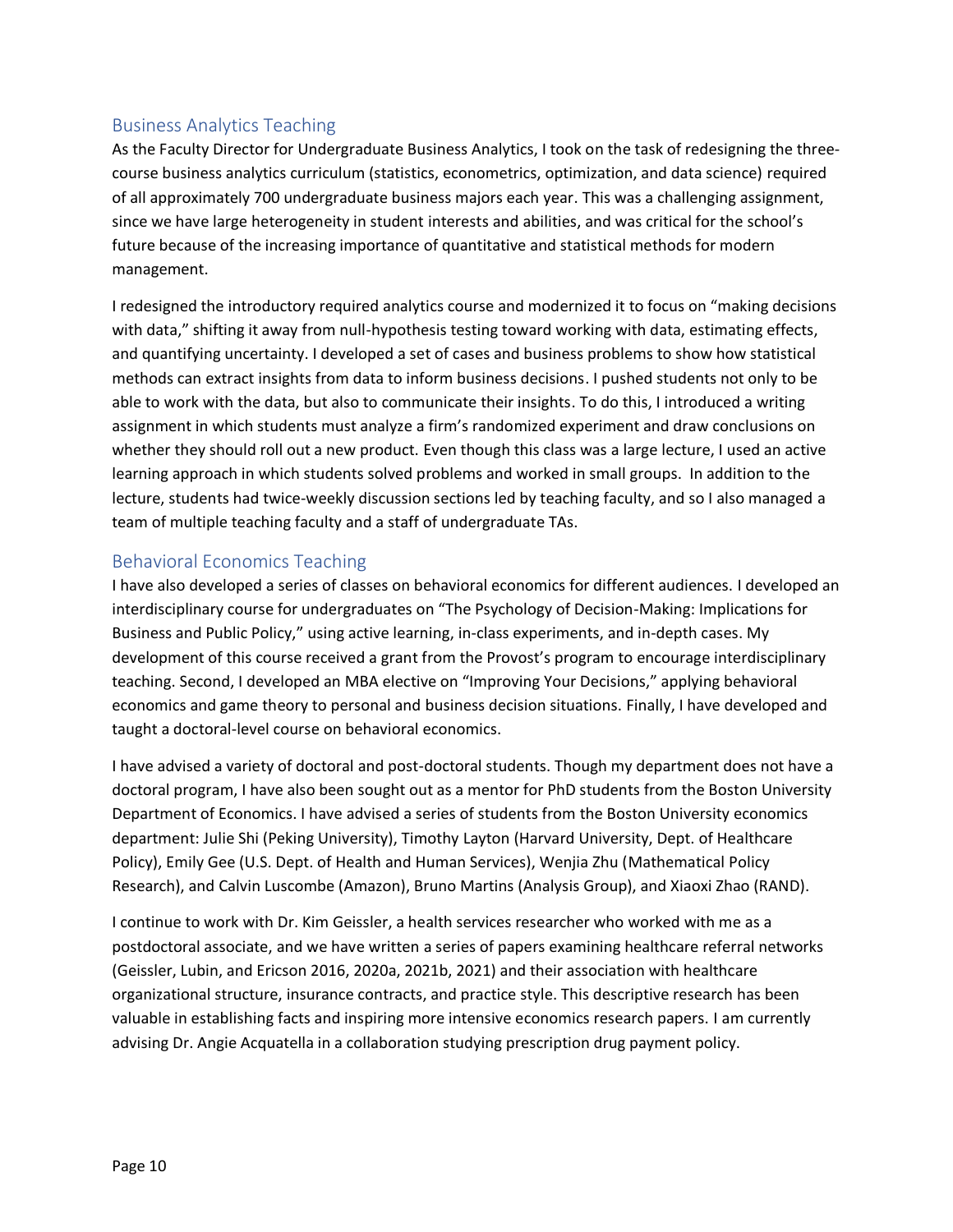## Business Analytics Teaching

As the Faculty Director for Undergraduate Business Analytics, I took on the task of redesigning the three-course business analytics curriculum (statistics, econometrics, optimization, and data science) required of all approximately 700 undergraduate business majors each year. This was a challenging assignment, since we have large heterogeneity in student interests and abilities, and was critical for the school's future because of the increasing importance of quantitative and statistical methods for modern management.

I redesigned the introductory required analytics course and modernized it to focus on "making decisions with data," shifting it away from null-hypothesis testing toward working with data, estimating effects, and quantifying uncertainty. I developed a set of cases and business problems to show how statistical methods can extract insights from data to inform business decisions. I pushed students not only to be able to work with the data, but also to communicate their insights. To do this, I introduced a writing assignment in which students must analyze a firm's randomized experiment and draw conclusions on whether they should roll out a new product. Even though this class was a large lecture, I used an active learning approach in which students solved problems and worked in small groups. In addition to the lecture, students had twice-weekly discussion sections led by teaching faculty, and so I also managed a team of multiple teaching faculty and a staff of undergraduate TAs.

## Behavioral Economics Teaching

I have also developed a series of classes on behavioral economics for different audiences. I developed an interdisciplinary course for undergraduates on "The Psychology of Decision-Making: Implications for Business and Public Policy," using active learning, in-class experiments, and in-depth cases. My development of this course received a grant from the Provost's program to encourage interdisciplinary teaching. Second, I developed an MBA elective on "Improving Your Decisions," applying behavioral economics and game theory to personal and business decision situations. Finally, I have developed and taught a doctoral-level course on behavioral economics.

I have advised a variety of doctoral and post-doctoral students. Though my department does not have a doctoral program, I have also been sought out as a mentor for PhD students from the Boston University Department of Economics. I have advised a series of students from the Boston University economics department: Julie Shi (Peking University), Timothy Layton (Harvard University, Dept. of Healthcare Policy), Emily Gee (U.S. Dept. of Health and Human Services), Wenjia Zhu (Mathematical Policy Research), and Calvin Luscombe (Amazon), Bruno Martins (Analysis Group), and Xiaoxi Zhao (RAND).

I continue to work with Dr. Kim Geissler, a health services researcher who worked with me as a postdoctoral associate, and we have written a series of papers examining healthcare referral networks (Geissler, Lubin, and Ericson 2016, 2020a, 2021b, 2021) and their association with healthcare organizational structure, insurance contracts, and practice style. This descriptive research has been valuable in establishing facts and inspiring more intensive economics research papers. I am currently advising Dr. Angie Acquatella in a collaboration studying prescription drug payment policy.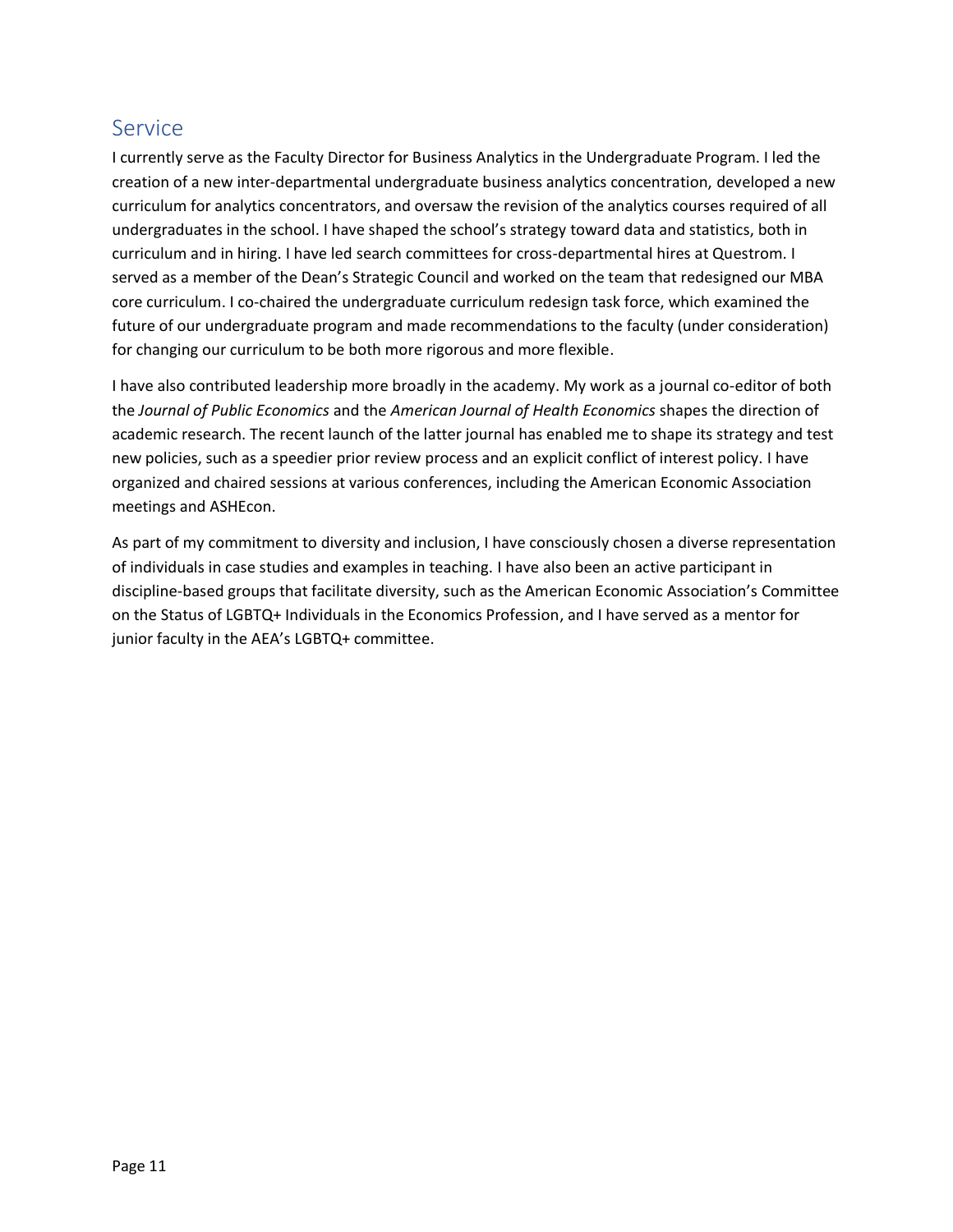## Service

I currently serve as the Faculty Director for Business Analytics in the Undergraduate Program. I led the creation of a new inter-departmental undergraduate business analytics concentration, developed a new curriculum for analytics concentrators, and oversaw the revision of the analytics courses required of all undergraduates in the school. I have shaped the school's strategy toward data and statistics, both in curriculum and in hiring. I have led search committees for cross-departmental hires at Questrom. I served as a member of the Dean's Strategic Council and worked on the team that redesigned our MBA core curriculum. I co-chaired the undergraduate curriculum redesign task force, which examined the future of our undergraduate program and made recommendations to the faculty (under consideration) for changing our curriculum to be both more rigorous and more flexible.

I have also contributed leadership more broadly in the academy. My work as a journal co-editor of both the *Journal of Public Economics* and the *American Journal of Health Economics* shapes the direction of academic research. The recent launch of the latter journal has enabled me to shape its strategy and test new policies, such as a speedier prior review process and an explicit conflict of interest policy. I have organized and chaired sessions at various conferences, including the American Economic Association meetings and ASHEcon.

As part of my commitment to diversity and inclusion, I have consciously chosen a diverse representation of individuals in case studies and examples in teaching. I have also been an active participant in discipline-based groups that facilitate diversity, such as the American Economic Association's Committee on the Status of LGBTQ+ Individuals in the Economics Profession, and I have served as a mentor for junior faculty in the AEA's LGBTQ+ committee.